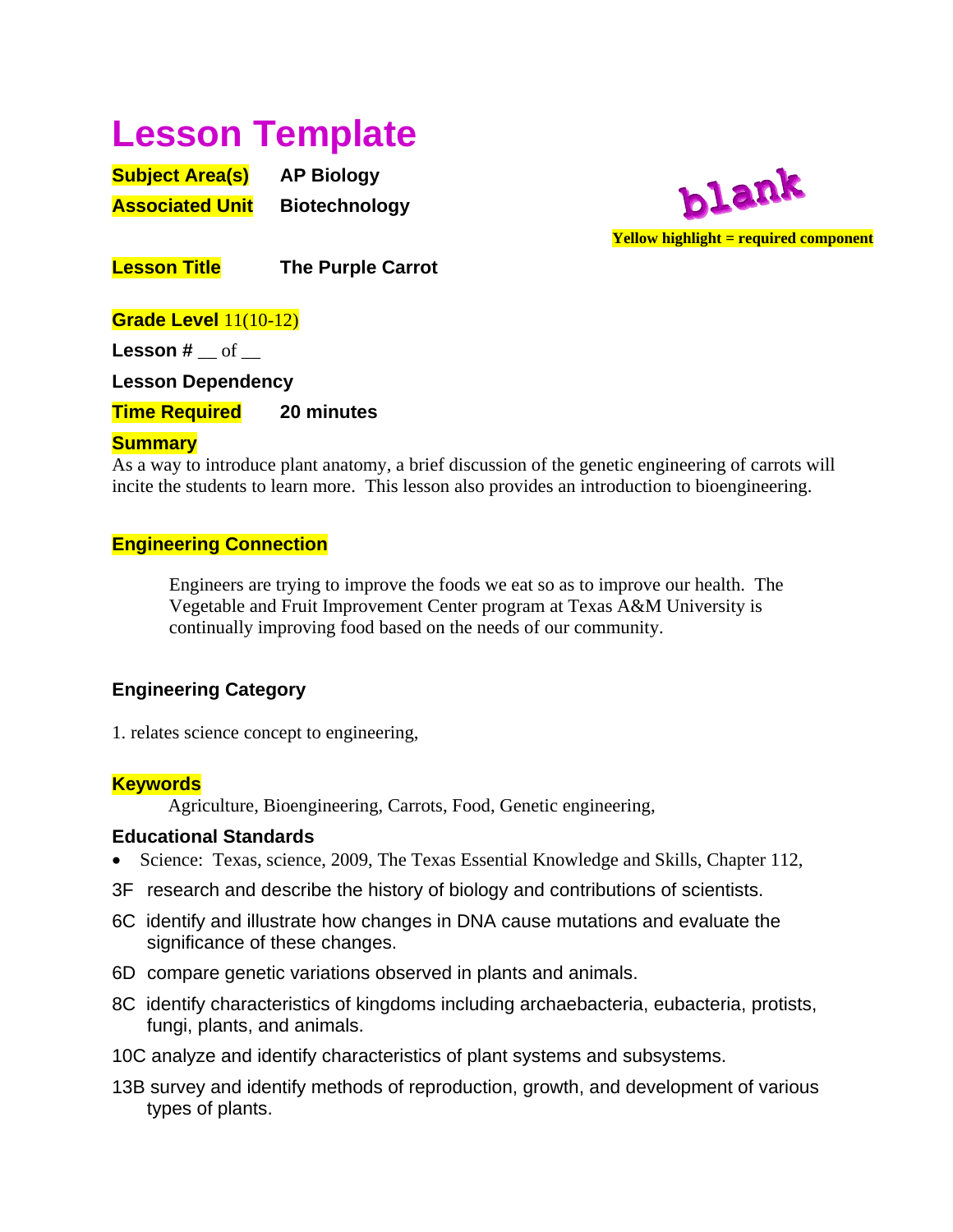# Lesson Template

**Subject Area(s)** **AP Biology**

**Associated Unit** **Biotechnology**

blank

**Yellow highlight = required component**

**Lesson Title** **The Purple Carrot**

**Grade Level** 11(10-12)

**Lesson #** __ of __

**Lesson Dependency**

**Time Required** **20 minutes**

## Summary

As a way to introduce plant anatomy, a brief discussion of the genetic engineering of carrots will incite the students to learn more. This lesson also provides an introduction to bioengineering.

## Engineering Connection

Engineers are trying to improve the foods we eat so as to improve our health. The Vegetable and Fruit Improvement Center program at Texas A&M University is continually improving food based on the needs of our community.

## Engineering Category

1. relates science concept to engineering,

## Keywords

Agriculture, Bioengineering, Carrots, Food, Genetic engineering,

## Educational Standards

- Science: Texas, science, 2009, The Texas Essential Knowledge and Skills, Chapter 112,

3F research and describe the history of biology and contributions of scientists.

6C identify and illustrate how changes in DNA cause mutations and evaluate the significance of these changes.

6D compare genetic variations observed in plants and animals.

8C identify characteristics of kingdoms including archaebacteria, eubacteria, protists, fungi, plants, and animals.

10C analyze and identify characteristics of plant systems and subsystems.

13B survey and identify methods of reproduction, growth, and development of various types of plants.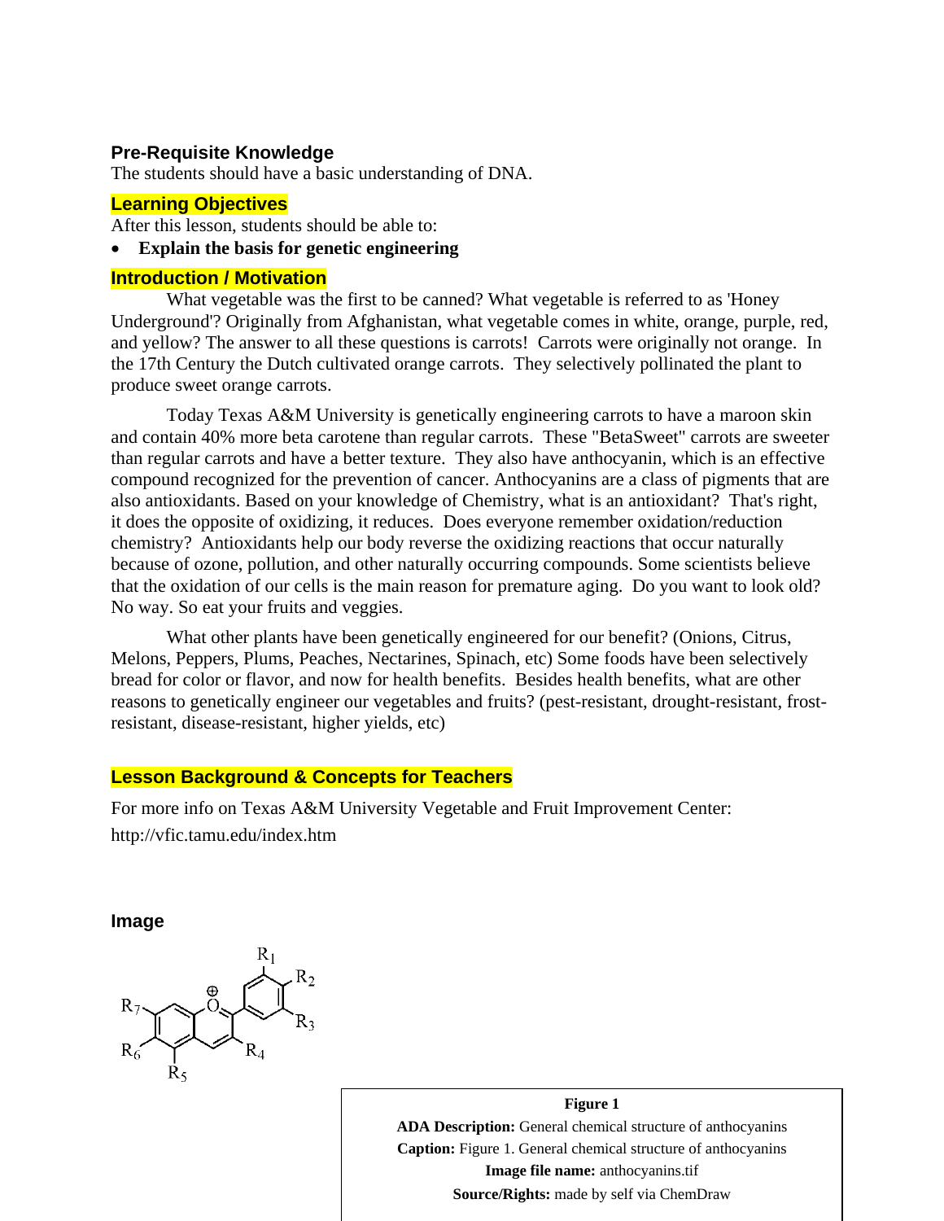### Pre-Requisite Knowledge

The students should have a basic understanding of DNA.

### Learning Objectives

After this lesson, students should be able to:

- **Explain the basis for genetic engineering**

### Introduction / Motivation

What vegetable was the first to be canned? What vegetable is referred to as 'Honey Underground'? Originally from Afghanistan, what vegetable comes in white, orange, purple, red, and yellow? The answer to all these questions is carrots! Carrots were originally not orange. In the 17th Century the Dutch cultivated orange carrots. They selectively pollinated the plant to produce sweet orange carrots.

Today Texas A&M University is genetically engineering carrots to have a maroon skin and contain 40% more beta carotene than regular carrots. These "BetaSweet" carrots are sweeter than regular carrots and have a better texture. They also have anthocyanin, which is an effective compound recognized for the prevention of cancer. Anthocyanins are a class of pigments that are also antioxidants. Based on your knowledge of Chemistry, what is an antioxidant? That's right, it does the opposite of oxidizing, it reduces. Does everyone remember oxidation/reduction chemistry? Antioxidants help our body reverse the oxidizing reactions that occur naturally because of ozone, pollution, and other naturally occurring compounds. Some scientists believe that the oxidation of our cells is the main reason for premature aging. Do you want to look old? No way. So eat your fruits and veggies.

What other plants have been genetically engineered for our benefit? (Onions, Citrus, Melons, Peppers, Plums, Peaches, Nectarines, Spinach, etc) Some foods have been selectively bread for color or flavor, and now for health benefits. Besides health benefits, what are other reasons to genetically engineer our vegetables and fruits? (pest-resistant, drought-resistant, frost-resistant, disease-resistant, higher yields, etc)

### Lesson Background & Concepts for Teachers

For more info on Texas A&M University Vegetable and Fruit Improvement Center:

http://vfic.tamu.edu/index.htm

### Image

**Figure 1**

**ADA Description:** General chemical structure of anthocyanins

**Caption:** Figure 1. General chemical structure of anthocyanins

**Image file name:** anthocyanins.tif

**Source/Rights:** made by self via ChemDraw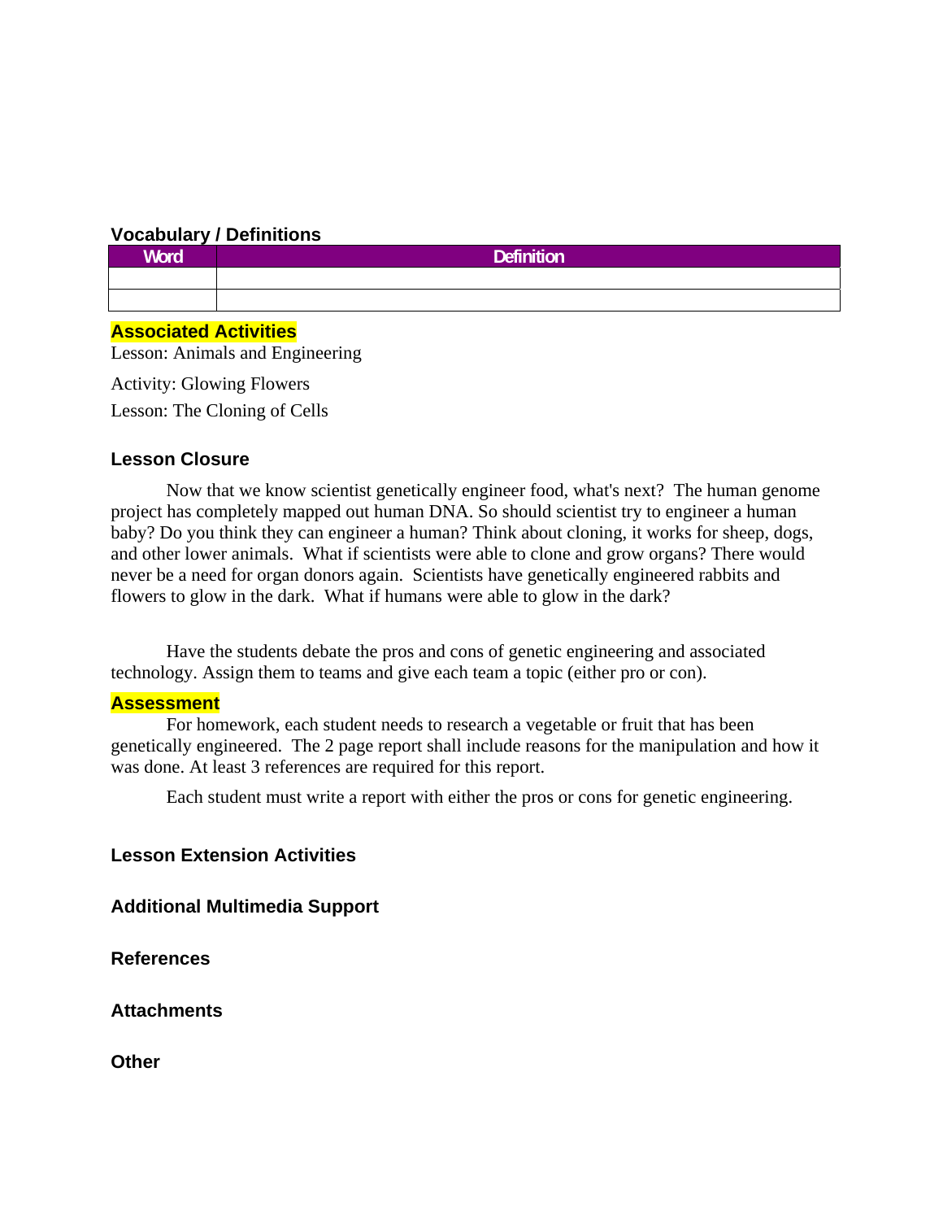### Vocabulary / Definitions

| Word | Definition |
|---|---|
| | |
| | |

### Associated Activities

Lesson: Animals and Engineering

Activity: Glowing Flowers

Lesson: The Cloning of Cells

### Lesson Closure

Now that we know scientist genetically engineer food, what's next? The human genome project has completely mapped out human DNA. So should scientist try to engineer a human baby? Do you think they can engineer a human? Think about cloning, it works for sheep, dogs, and other lower animals. What if scientists were able to clone and grow organs? There would never be a need for organ donors again. Scientists have genetically engineered rabbits and flowers to glow in the dark. What if humans were able to glow in the dark?

Have the students debate the pros and cons of genetic engineering and associated technology. Assign them to teams and give each team a topic (either pro or con).

### Assessment

For homework, each student needs to research a vegetable or fruit that has been genetically engineered. The 2 page report shall include reasons for the manipulation and how it was done. At least 3 references are required for this report.

Each student must write a report with either the pros or cons for genetic engineering.

### Lesson Extension Activities

### Additional Multimedia Support

### References

### Attachments

### Other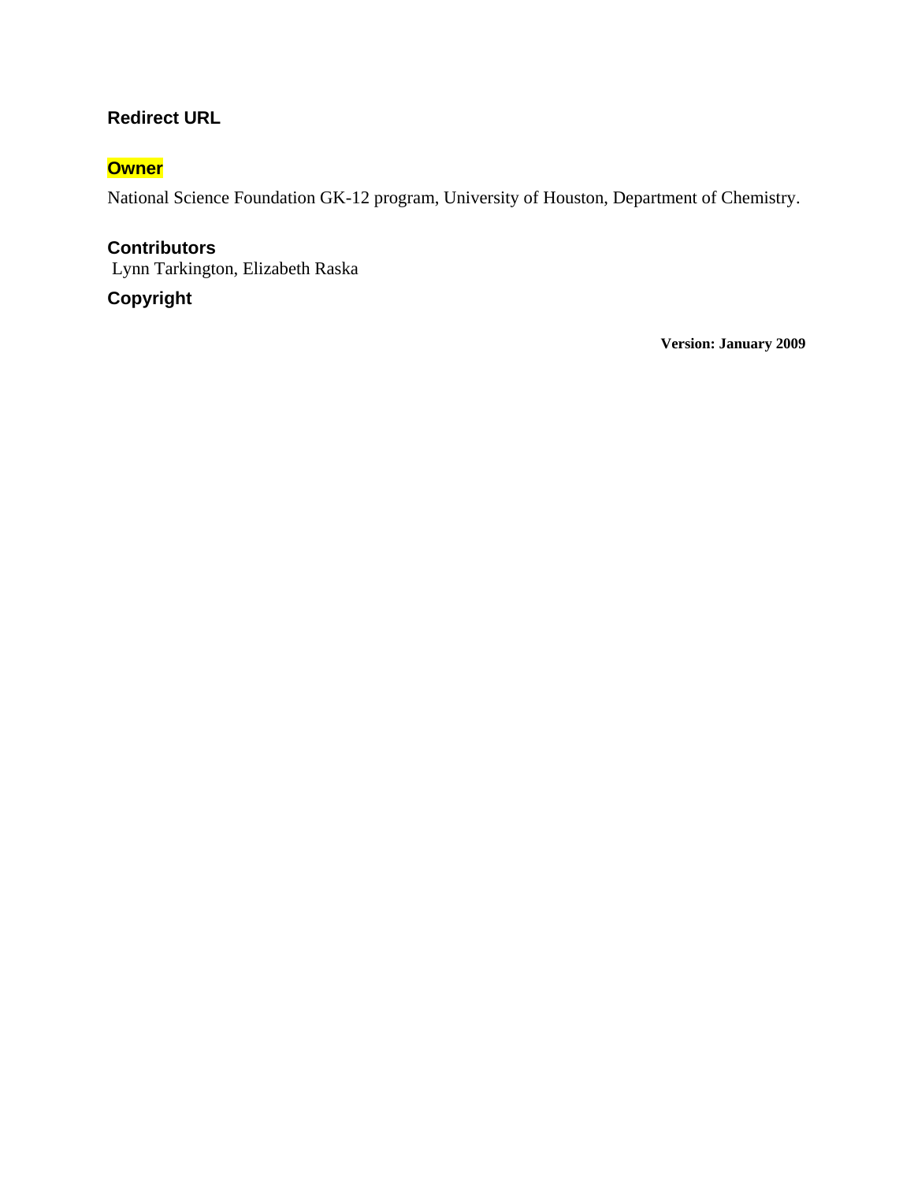### Redirect URL

### Owner

National Science Foundation GK-12 program, University of Houston, Department of Chemistry.

### Contributors

Lynn Tarkington, Elizabeth Raska

### Copyright

**Version: January 2009**